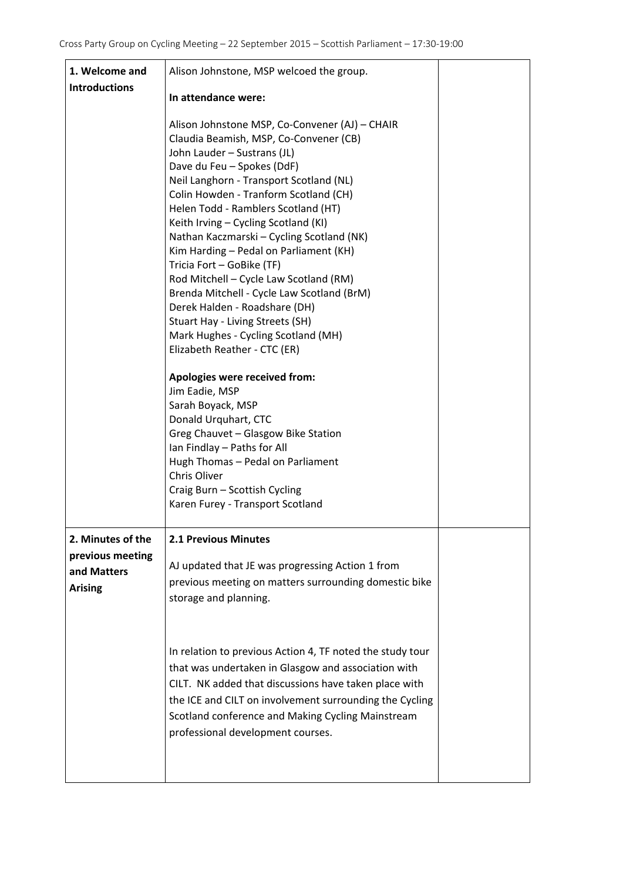Cross Party Group on Cycling Meeting – 22 September 2015 – Scottish Parliament – 17:30-19:00

| | | |
|---|---|---|
| **1. Welcome and Introductions** | Alison Johnstone, MSP welcoed the group.<br><br>**In attendance were:**<br><br>Alison Johnstone MSP, Co-Convener (AJ) – CHAIR<br>Claudia Beamish, MSP, Co-Convener (CB)<br>John Lauder – Sustrans (JL)<br>Dave du Feu – Spokes (DdF)<br>Neil Langhorn - Transport Scotland (NL)<br>Colin Howden - Tranform Scotland (CH)<br>Helen Todd - Ramblers Scotland (HT)<br>Keith Irving – Cycling Scotland (KI)<br>Nathan Kaczmarski – Cycling Scotland (NK)<br>Kim Harding – Pedal on Parliament (KH)<br>Tricia Fort – GoBike (TF)<br>Rod Mitchell – Cycle Law Scotland (RM)<br>Brenda Mitchell - Cycle Law Scotland (BrM)<br>Derek Halden - Roadshare (DH)<br>Stuart Hay - Living Streets (SH)<br>Mark Hughes - Cycling Scotland (MH)<br>Elizabeth Reather - CTC (ER)<br><br>**Apologies were received from:**<br>Jim Eadie, MSP<br>Sarah Boyack, MSP<br>Donald Urquhart, CTC<br>Greg Chauvet – Glasgow Bike Station<br>Ian Findlay – Paths for All<br>Hugh Thomas – Pedal on Parliament<br>Chris Oliver<br>Craig Burn – Scottish Cycling<br>Karen Furey - Transport Scotland | |
| **2. Minutes of the previous meeting and Matters Arising** | **2.1 Previous Minutes**<br><br>AJ updated that JE was progressing Action 1 from previous meeting on matters surrounding domestic bike storage and planning.<br><br>In relation to previous Action 4, TF noted the study tour that was undertaken in Glasgow and association with CILT. NK added that discussions have taken place with the ICE and CILT on involvement surrounding the Cycling Scotland conference and Making Cycling Mainstream professional development courses. | |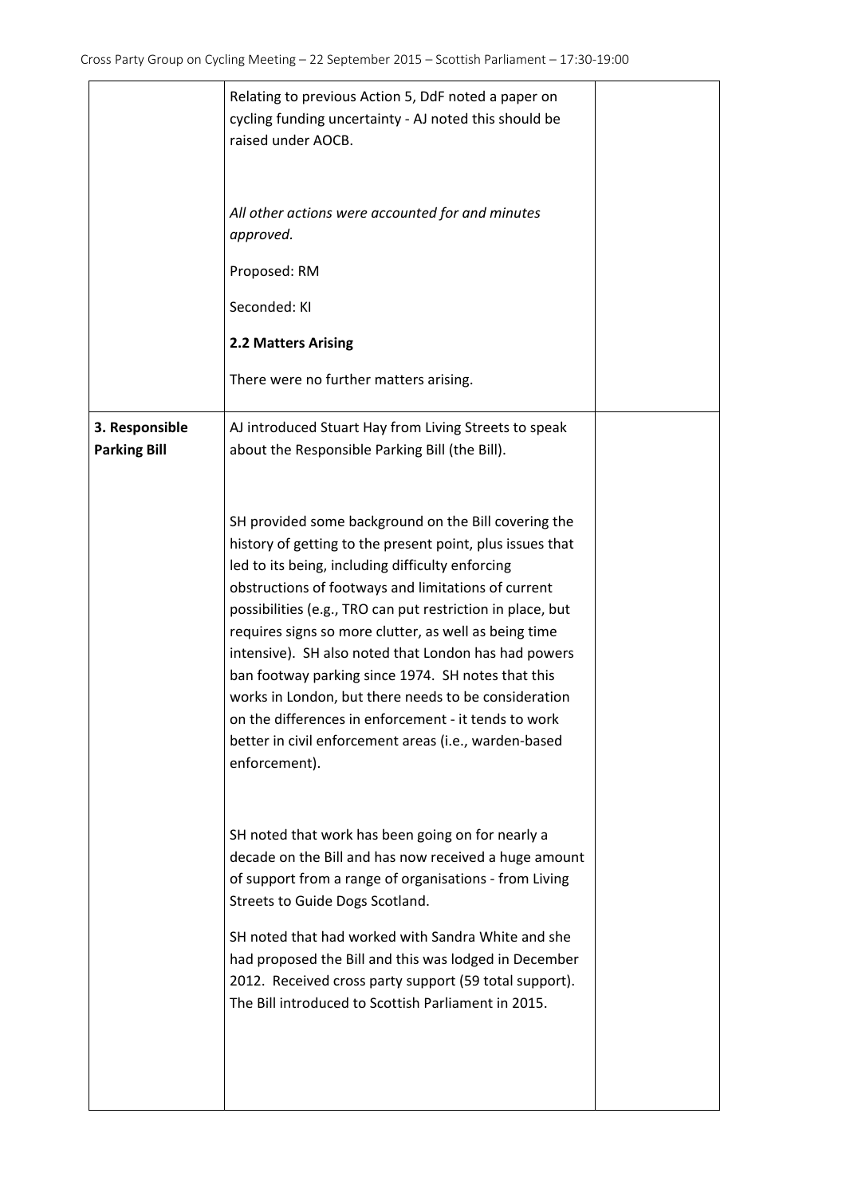| | | |
|---|---|---|
| | Relating to previous Action 5, DdF noted a paper on cycling funding uncertainty - AJ noted this should be raised under AOCB.<br><br>*All other actions were accounted for and minutes approved.*<br><br>Proposed: RM<br><br>Seconded: KI<br><br>**2.2 Matters Arising**<br><br>There were no further matters arising. | |
| **3. Responsible Parking Bill** | AJ introduced Stuart Hay from Living Streets to speak about the Responsible Parking Bill (the Bill).<br><br>SH provided some background on the Bill covering the history of getting to the present point, plus issues that led to its being, including difficulty enforcing obstructions of footways and limitations of current possibilities (e.g., TRO can put restriction in place, but requires signs so more clutter, as well as being time intensive). SH also noted that London has had powers ban footway parking since 1974. SH notes that this works in London, but there needs to be consideration on the differences in enforcement - it tends to work better in civil enforcement areas (i.e., warden-based enforcement).<br><br>SH noted that work has been going on for nearly a decade on the Bill and has now received a huge amount of support from a range of organisations - from Living Streets to Guide Dogs Scotland.<br><br>SH noted that had worked with Sandra White and she had proposed the Bill and this was lodged in December 2012. Received cross party support (59 total support). The Bill introduced to Scottish Parliament in 2015. | |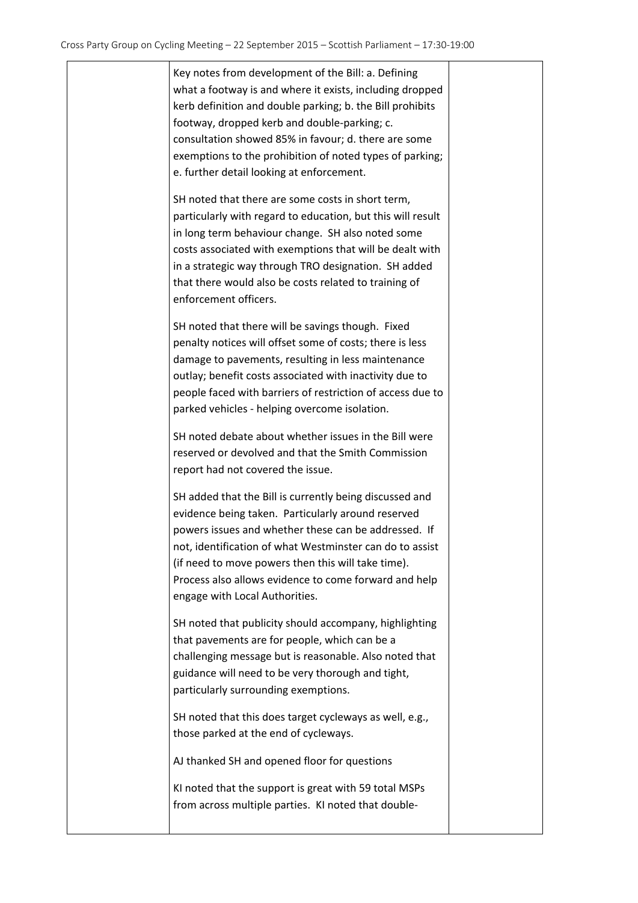| | | |
|---|---|---|
| | Key notes from development of the Bill: a. Defining what a footway is and where it exists, including dropped kerb definition and double parking; b. the Bill prohibits footway, dropped kerb and double-parking; c. consultation showed 85% in favour; d. there are some exemptions to the prohibition of noted types of parking; e. further detail looking at enforcement.<br><br>SH noted that there are some costs in short term, particularly with regard to education, but this will result in long term behaviour change. SH also noted some costs associated with exemptions that will be dealt with in a strategic way through TRO designation. SH added that there would also be costs related to training of enforcement officers.<br><br>SH noted that there will be savings though. Fixed penalty notices will offset some of costs; there is less damage to pavements, resulting in less maintenance outlay; benefit costs associated with inactivity due to people faced with barriers of restriction of access due to parked vehicles - helping overcome isolation.<br><br>SH noted debate about whether issues in the Bill were reserved or devolved and that the Smith Commission report had not covered the issue.<br><br>SH added that the Bill is currently being discussed and evidence being taken. Particularly around reserved powers issues and whether these can be addressed. If not, identification of what Westminster can do to assist (if need to move powers then this will take time). Process also allows evidence to come forward and help engage with Local Authorities.<br><br>SH noted that publicity should accompany, highlighting that pavements are for people, which can be a challenging message but is reasonable. Also noted that guidance will need to be very thorough and tight, particularly surrounding exemptions.<br><br>SH noted that this does target cycleways as well, e.g., those parked at the end of cycleways.<br><br>AJ thanked SH and opened floor for questions<br><br>KI noted that the support is great with 59 total MSPs from across multiple parties. KI noted that double- | |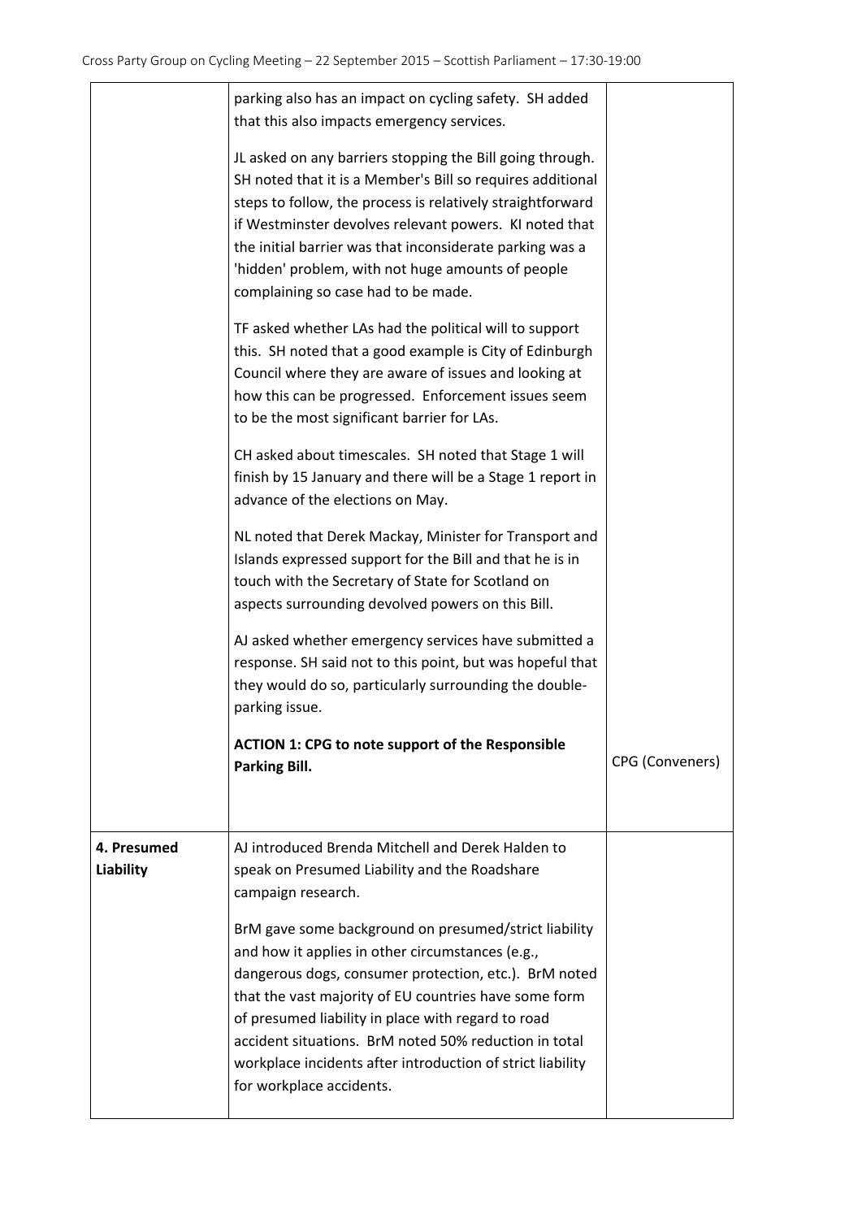| | | |
|---|---|---|
| | parking also has an impact on cycling safety. SH added that this also impacts emergency services.<br><br>JL asked on any barriers stopping the Bill going through. SH noted that it is a Member's Bill so requires additional steps to follow, the process is relatively straightforward if Westminster devolves relevant powers. KI noted that the initial barrier was that inconsiderate parking was a 'hidden' problem, with not huge amounts of people complaining so case had to be made.<br><br>TF asked whether LAs had the political will to support this. SH noted that a good example is City of Edinburgh Council where they are aware of issues and looking at how this can be progressed. Enforcement issues seem to be the most significant barrier for LAs.<br><br>CH asked about timescales. SH noted that Stage 1 will finish by 15 January and there will be a Stage 1 report in advance of the elections on May.<br><br>NL noted that Derek Mackay, Minister for Transport and Islands expressed support for the Bill and that he is in touch with the Secretary of State for Scotland on aspects surrounding devolved powers on this Bill.<br><br>AJ asked whether emergency services have submitted a response. SH said not to this point, but was hopeful that they would do so, particularly surrounding the double-parking issue.<br><br>**ACTION 1: CPG to note support of the Responsible Parking Bill.** | CPG (Conveners) |
| **4. Presumed Liability** | AJ introduced Brenda Mitchell and Derek Halden to speak on Presumed Liability and the Roadshare campaign research.<br><br>BrM gave some background on presumed/strict liability and how it applies in other circumstances (e.g., dangerous dogs, consumer protection, etc.). BrM noted that the vast majority of EU countries have some form of presumed liability in place with regard to road accident situations. BrM noted 50% reduction in total workplace incidents after introduction of strict liability for workplace accidents. | |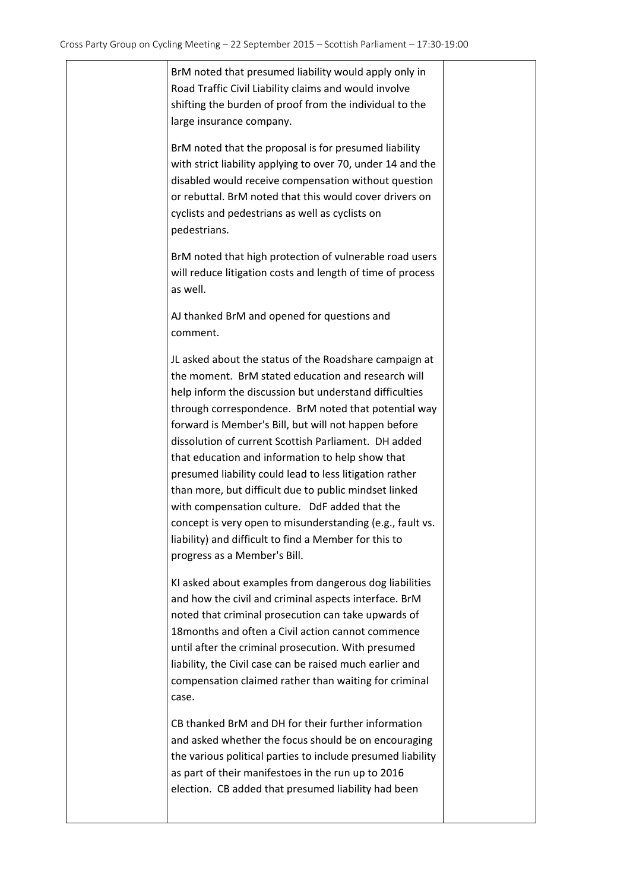| | BrM noted that presumed liability would apply only in Road Traffic Civil Liability claims and would involve shifting the burden of proof from the individual to the large insurance company.<br><br>BrM noted that the proposal is for presumed liability with strict liability applying to over 70, under 14 and the disabled would receive compensation without question or rebuttal. BrM noted that this would cover drivers on cyclists and pedestrians as well as cyclists on pedestrians.<br><br>BrM noted that high protection of vulnerable road users will reduce litigation costs and length of time of process as well.<br><br>AJ thanked BrM and opened for questions and comment.<br><br>JL asked about the status of the Roadshare campaign at the moment. BrM stated education and research will help inform the discussion but understand difficulties through correspondence. BrM noted that potential way forward is Member's Bill, but will not happen before dissolution of current Scottish Parliament. DH added that education and information to help show that presumed liability could lead to less litigation rather than more, but difficult due to public mindset linked with compensation culture. DdF added that the concept is very open to misunderstanding (e.g., fault vs. liability) and difficult to find a Member for this to progress as a Member's Bill.<br><br>KI asked about examples from dangerous dog liabilities and how the civil and criminal aspects interface. BrM noted that criminal prosecution can take upwards of 18months and often a Civil action cannot commence until after the criminal prosecution. With presumed liability, the Civil case can be raised much earlier and compensation claimed rather than waiting for criminal case.<br><br>CB thanked BrM and DH for their further information and asked whether the focus should be on encouraging the various political parties to include presumed liability as part of their manifestoes in the run up to 2016 election. CB added that presumed liability had been | |
|---|---|---|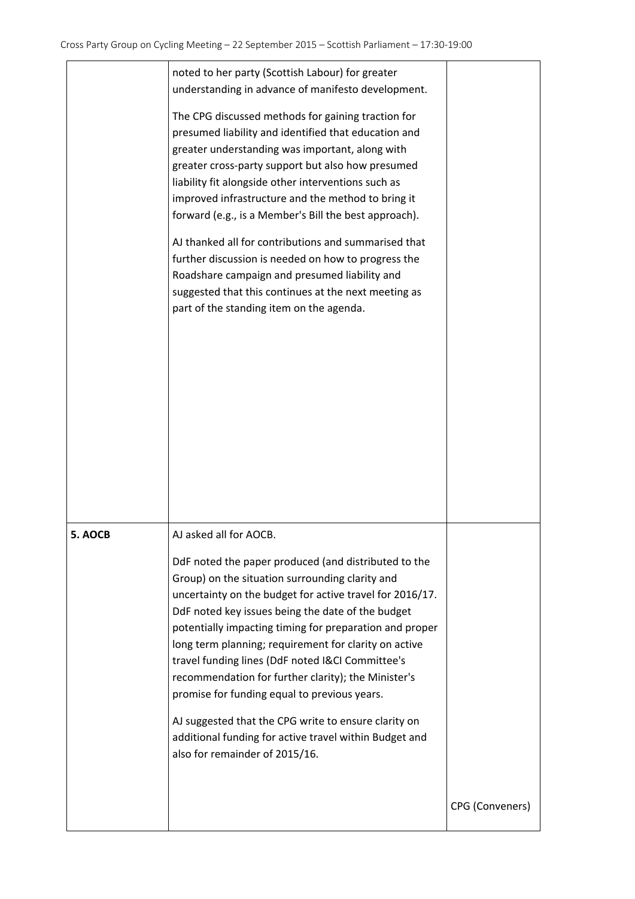| | | |
|---|---|---|
| | noted to her party (Scottish Labour) for greater understanding in advance of manifesto development.<br><br>The CPG discussed methods for gaining traction for presumed liability and identified that education and greater understanding was important, along with greater cross-party support but also how presumed liability fit alongside other interventions such as improved infrastructure and the method to bring it forward (e.g., is a Member's Bill the best approach).<br><br>AJ thanked all for contributions and summarised that further discussion is needed on how to progress the Roadshare campaign and presumed liability and suggested that this continues at the next meeting as part of the standing item on the agenda. | |
| **5. AOCB** | AJ asked all for AOCB.<br><br>DdF noted the paper produced (and distributed to the Group) on the situation surrounding clarity and uncertainty on the budget for active travel for 2016/17. DdF noted key issues being the date of the budget potentially impacting timing for preparation and proper long term planning; requirement for clarity on active travel funding lines (DdF noted I&CI Committee's recommendation for further clarity); the Minister's promise for funding equal to previous years.<br><br>AJ suggested that the CPG write to ensure clarity on additional funding for active travel within Budget and also for remainder of 2015/16. | CPG (Conveners) |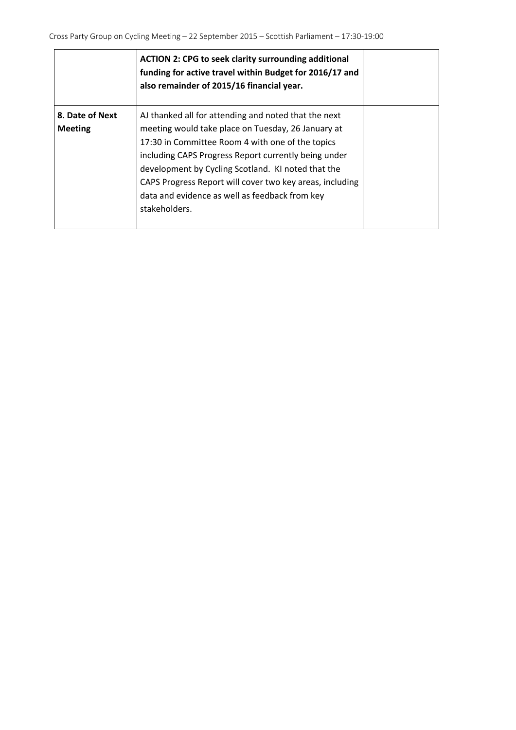| | | |
|---|---|---|
| | **ACTION 2: CPG to seek clarity surrounding additional funding for active travel within Budget for 2016/17 and also remainder of 2015/16 financial year.** | |
| **8. Date of Next Meeting** | AJ thanked all for attending and noted that the next meeting would take place on Tuesday, 26 January at 17:30 in Committee Room 4 with one of the topics including CAPS Progress Report currently being under development by Cycling Scotland. KI noted that the CAPS Progress Report will cover two key areas, including data and evidence as well as feedback from key stakeholders. | |